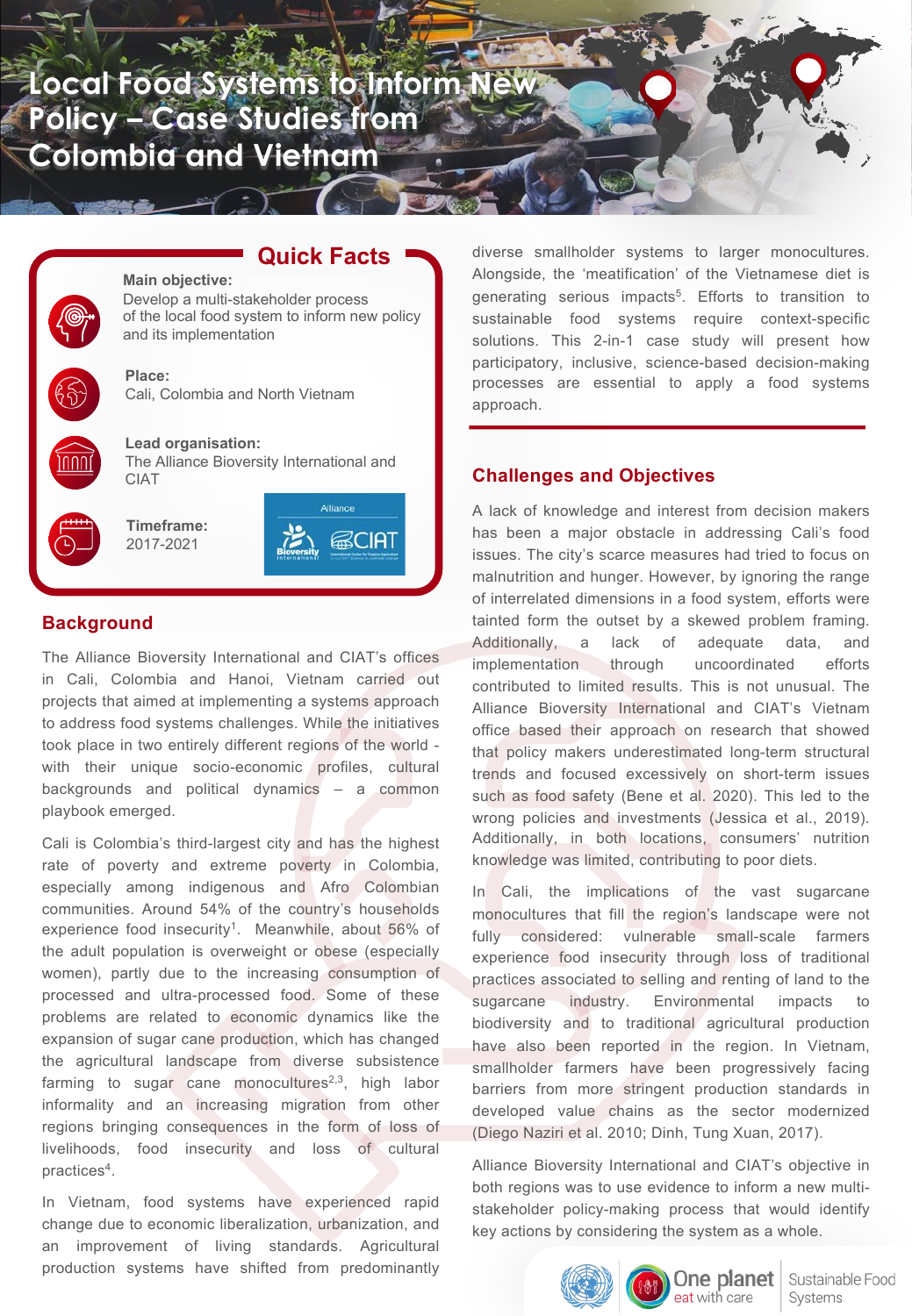# Local Food Systems to Inform New Policy – Case Studies from Colombia and Vietnam

## Quick Facts

**Main objective:**
Develop a multi-stakeholder process of the local food system to inform new policy and its implementation

**Place:**
Cali, Colombia and North Vietnam

**Lead organisation:**
The Alliance Bioversity International and CIAT

**Timeframe:**
2017-2021

## Background

The Alliance Bioversity International and CIAT's offices in Cali, Colombia and Hanoi, Vietnam carried out projects that aimed at implementing a systems approach to address food systems challenges. While the initiatives took place in two entirely different regions of the world - with their unique socio-economic profiles, cultural backgrounds and political dynamics – a common playbook emerged.

Cali is Colombia's third-largest city and has the highest rate of poverty and extreme poverty in Colombia, especially among indigenous and Afro Colombian communities. Around 54% of the country's households experience food insecurity[1]. Meanwhile, about 56% of the adult population is overweight or obese (especially women), partly due to the increasing consumption of processed and ultra-processed food. Some of these problems are related to economic dynamics like the expansion of sugar cane production, which has changed the agricultural landscape from diverse subsistence farming to sugar cane monocultures[2,3], high labor informality and an increasing migration from other regions bringing consequences in the form of loss of livelihoods, food insecurity and loss of cultural practices[4].

In Vietnam, food systems have experienced rapid change due to economic liberalization, urbanization, and an improvement of living standards. Agricultural production systems have shifted from predominantly diverse smallholder systems to larger monocultures. Alongside, the 'meatification' of the Vietnamese diet is generating serious impacts[5]. Efforts to transition to sustainable food systems require context-specific solutions. This 2-in-1 case study will present how participatory, inclusive, science-based decision-making processes are essential to apply a food systems approach.

## Challenges and Objectives

A lack of knowledge and interest from decision makers has been a major obstacle in addressing Cali's food issues. The city's scarce measures had tried to focus on malnutrition and hunger. However, by ignoring the range of interrelated dimensions in a food system, efforts were tainted form the outset by a skewed problem framing. Additionally, a lack of adequate data, and implementation through uncoordinated efforts contributed to limited results. This is not unusual. The Alliance Bioversity International and CIAT's Vietnam office based their approach on research that showed that policy makers underestimated long-term structural trends and focused excessively on short-term issues such as food safety (Bene et al. 2020). This led to the wrong policies and investments (Jessica et al., 2019). Additionally, in both locations, consumers' nutrition knowledge was limited, contributing to poor diets.

In Cali, the implications of the vast sugarcane monocultures that fill the region's landscape were not fully considered: vulnerable small-scale farmers experience food insecurity through loss of traditional practices associated to selling and renting of land to the sugarcane industry. Environmental impacts to biodiversity and to traditional agricultural production have also been reported in the region. In Vietnam, smallholder farmers have been progressively facing barriers from more stringent production standards in developed value chains as the sector modernized (Diego Naziri et al. 2010; Dinh, Tung Xuan, 2017).

Alliance Bioversity International and CIAT's objective in both regions was to use evidence to inform a new multi-stakeholder policy-making process that would identify key actions by considering the system as a whole.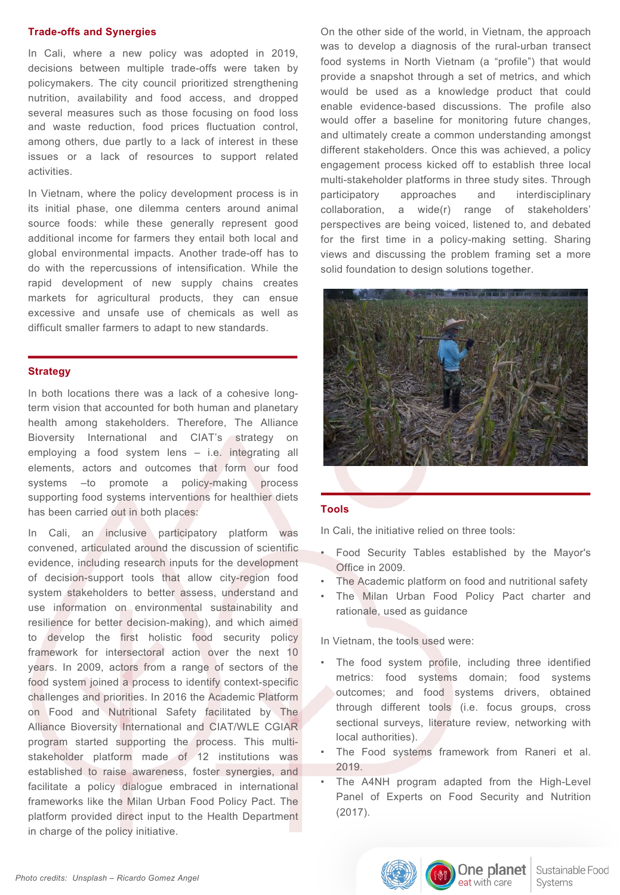## Trade-offs and Synergies

In Cali, where a new policy was adopted in 2019, decisions between multiple trade-offs were taken by policymakers. The city council prioritized strengthening nutrition, availability and food access, and dropped several measures such as those focusing on food loss and waste reduction, food prices fluctuation control, among others, due partly to a lack of interest in these issues or a lack of resources to support related activities.

In Vietnam, where the policy development process is in its initial phase, one dilemma centers around animal source foods: while these generally represent good additional income for farmers they entail both local and global environmental impacts. Another trade-off has to do with the repercussions of intensification. While the rapid development of new supply chains creates markets for agricultural products, they can ensue excessive and unsafe use of chemicals as well as difficult smaller farmers to adapt to new standards.

## Strategy

In both locations there was a lack of a cohesive long-term vision that accounted for both human and planetary health among stakeholders. Therefore, The Alliance Bioversity International and CIAT's strategy on employing a food system lens – i.e. integrating all elements, actors and outcomes that form our food systems –to promote a policy-making process supporting food systems interventions for healthier diets has been carried out in both places:

In Cali, an inclusive participatory platform was convened, articulated around the discussion of scientific evidence, including research inputs for the development of decision-support tools that allow city-region food system stakeholders to better assess, understand and use information on environmental sustainability and resilience for better decision-making), and which aimed to develop the first holistic food security policy framework for intersectoral action over the next 10 years. In 2009, actors from a range of sectors of the food system joined a process to identify context-specific challenges and priorities. In 2016 the Academic Platform on Food and Nutritional Safety facilitated by The Alliance Bioversity International and CIAT/WLE CGIAR program started supporting the process. This multi-stakeholder platform made of 12 institutions was established to raise awareness, foster synergies, and facilitate a policy dialogue embraced in international frameworks like the Milan Urban Food Policy Pact. The platform provided direct input to the Health Department in charge of the policy initiative.

On the other side of the world, in Vietnam, the approach was to develop a diagnosis of the rural-urban transect food systems in North Vietnam (a "profile") that would provide a snapshot through a set of metrics, and which would be used as a knowledge product that could enable evidence-based discussions. The profile also would offer a baseline for monitoring future changes, and ultimately create a common understanding amongst different stakeholders. Once this was achieved, a policy engagement process kicked off to establish three local multi-stakeholder platforms in three study sites. Through participatory approaches and interdisciplinary collaboration, a wide(r) range of stakeholders' perspectives are being voiced, listened to, and debated for the first time in a policy-making setting. Sharing views and discussing the problem framing set a more solid foundation to design solutions together.

## Tools

In Cali, the initiative relied on three tools:

- Food Security Tables established by the Mayor's Office in 2009.
- The Academic platform on food and nutritional safety
- The Milan Urban Food Policy Pact charter and rationale, used as guidance

In Vietnam, the tools used were:

- The food system profile, including three identified metrics: food systems domain; food systems outcomes; and food systems drivers, obtained through different tools (i.e. focus groups, cross sectional surveys, literature review, networking with local authorities).
- The Food systems framework from Raneri et al. 2019.
- The A4NH program adapted from the High-Level Panel of Experts on Food Security and Nutrition (2017).

*Photo credits: Unsplash – Ricardo Gomez Angel*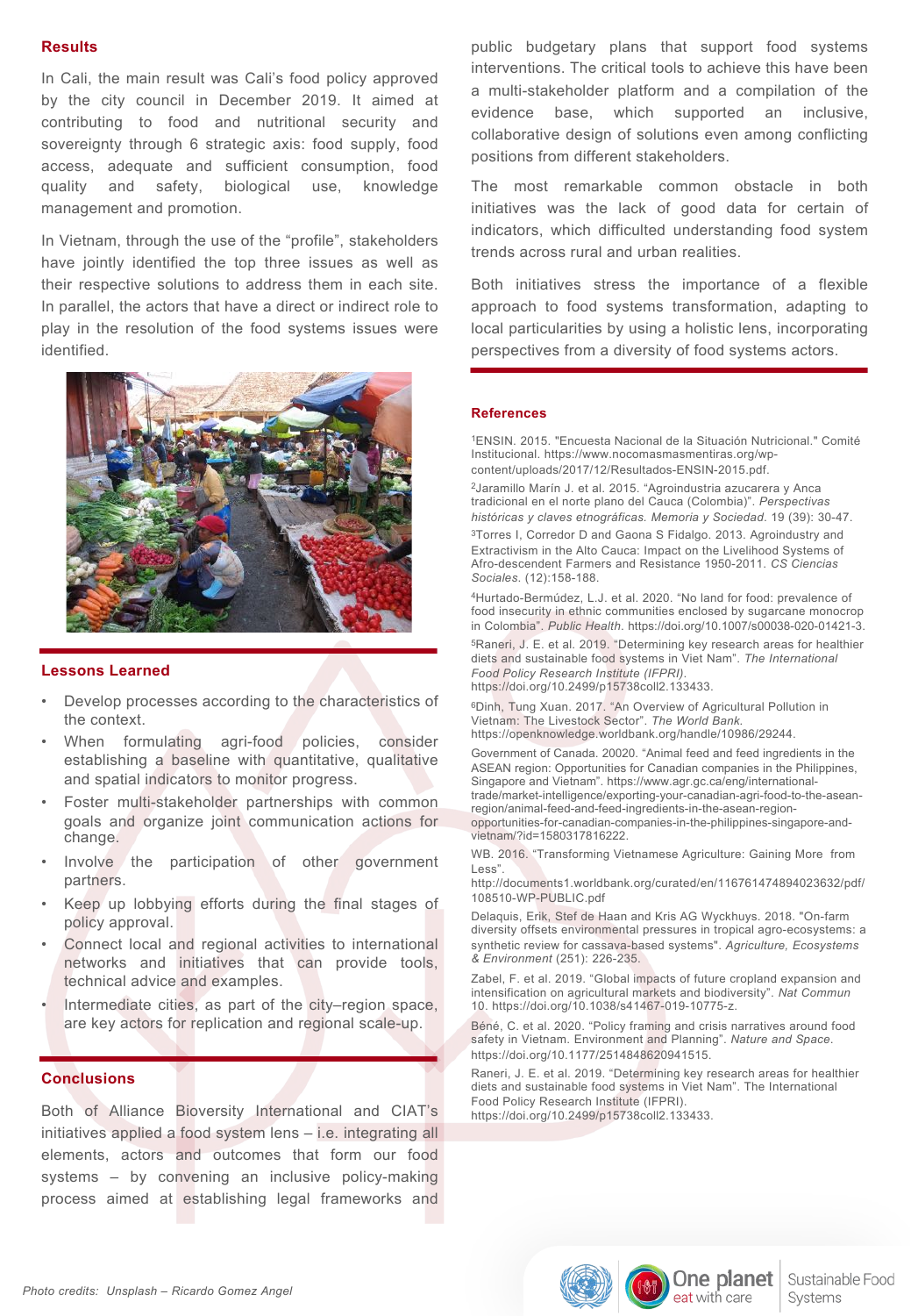## Results

In Cali, the main result was Cali's food policy approved by the city council in December 2019. It aimed at contributing to food and nutritional security and sovereignty through 6 strategic axis: food supply, food access, adequate and sufficient consumption, food quality and safety, biological use, knowledge management and promotion.

In Vietnam, through the use of the "profile", stakeholders have jointly identified the top three issues as well as their respective solutions to address them in each site. In parallel, the actors that have a direct or indirect role to play in the resolution of the food systems issues were identified.

## Lessons Learned

- Develop processes according to the characteristics of the context.
- When formulating agri-food policies, consider establishing a baseline with quantitative, qualitative and spatial indicators to monitor progress.
- Foster multi-stakeholder partnerships with common goals and organize joint communication actions for change.
- Involve the participation of other government partners.
- Keep up lobbying efforts during the final stages of policy approval.
- Connect local and regional activities to international networks and initiatives that can provide tools, technical advice and examples.
- Intermediate cities, as part of the city–region space, are key actors for replication and regional scale-up.

## Conclusions

Both of Alliance Bioversity International and CIAT's initiatives applied a food system lens – i.e. integrating all elements, actors and outcomes that form our food systems – by convening an inclusive policy-making process aimed at establishing legal frameworks and public budgetary plans that support food systems interventions. The critical tools to achieve this have been a multi-stakeholder platform and a compilation of the evidence base, which supported an inclusive, collaborative design of solutions even among conflicting positions from different stakeholders.

The most remarkable common obstacle in both initiatives was the lack of good data for certain of indicators, which difficulted understanding food system trends across rural and urban realities.

Both initiatives stress the importance of a flexible approach to food systems transformation, adapting to local particularities by using a holistic lens, incorporating perspectives from a diversity of food systems actors.

## References

[1]ENSIN. 2015. "Encuesta Nacional de la Situación Nutricional." Comité Institucional. https://www.nocomasmasmentiras.org/wp-content/uploads/2017/12/Resultados-ENSIN-2015.pdf.

[2]Jaramillo Marín J. et al. 2015. "Agroindustria azucarera y Anca tradicional en el norte plano del Cauca (Colombia)". *Perspectivas históricas y claves etnográficas. Memoria y Sociedad*. 19 (39): 30-47.

[3]Torres I, Corredor D and Gaona S Fidalgo. 2013. Agroindustry and Extractivism in the Alto Cauca: Impact on the Livelihood Systems of Afro-descendent Farmers and Resistance 1950-2011. *CS Ciencias Sociales*. (12):158-188.

[4]Hurtado-Bermúdez, L.J. et al. 2020. "No land for food: prevalence of food insecurity in ethnic communities enclosed by sugarcane monocrop in Colombia". *Public Health*. https://doi.org/10.1007/s00038-020-01421-3.

[5]Raneri, J. E. et al. 2019. "Determining key research areas for healthier diets and sustainable food systems in Viet Nam". *The International Food Policy Research Institute (IFPRI)*. https://doi.org/10.2499/p15738coll2.133433.

[6]Dinh, Tung Xuan. 2017. "An Overview of Agricultural Pollution in Vietnam: The Livestock Sector". *The World Bank*. https://openknowledge.worldbank.org/handle/10986/29244.

Government of Canada. 20020. "Animal feed and feed ingredients in the ASEAN region: Opportunities for Canadian companies in the Philippines, Singapore and Vietnam". https://www.agr.gc.ca/eng/international-trade/market-intelligence/exporting-your-canadian-agri-food-to-the-asean-region/animal-feed-and-feed-ingredients-in-the-asean-region-opportunities-for-canadian-companies-in-the-philippines-singapore-and-vietnam/?id=1580317816222.

WB. 2016. "Transforming Vietnamese Agriculture: Gaining More from Less". http://documents1.worldbank.org/curated/en/116761474894023632/pdf/108510-WP-PUBLIC.pdf

Delaquis, Erik, Stef de Haan and Kris AG Wyckhuys. 2018. "On-farm diversity offsets environmental pressures in tropical agro-ecosystems: a synthetic review for cassava-based systems". *Agriculture, Ecosystems & Environment* (251): 226-235.

Zabel, F. et al. 2019. "Global impacts of future cropland expansion and intensification on agricultural markets and biodiversity". *Nat Commun* 10. https://doi.org/10.1038/s41467-019-10775-z.

Béné, C. et al. 2020. "Policy framing and crisis narratives around food safety in Vietnam. Environment and Planning". *Nature and Space*. https://doi.org/10.1177/2514848620941515.

Raneri, J. E. et al. 2019. "Determining key research areas for healthier diets and sustainable food systems in Viet Nam". The International Food Policy Research Institute (IFPRI). https://doi.org/10.2499/p15738coll2.133433.

*Photo credits: Unsplash – Ricardo Gomez Angel*